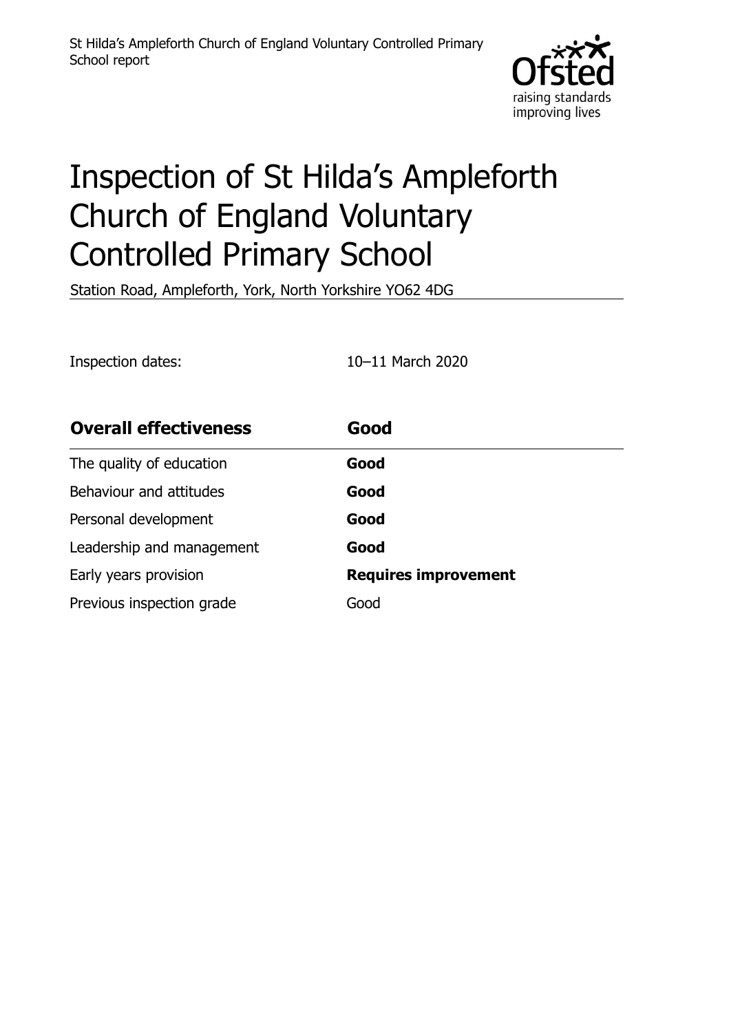# Inspection of St Hilda's Ampleforth Church of England Voluntary Controlled Primary School

Station Road, Ampleforth, York, North Yorkshire YO62 4DG

Inspection dates: 10–11 March 2020

| Overall effectiveness | Good |
|---|---|
| The quality of education | **Good** |
| Behaviour and attitudes | **Good** |
| Personal development | **Good** |
| Leadership and management | **Good** |
| Early years provision | **Requires improvement** |
| Previous inspection grade | Good |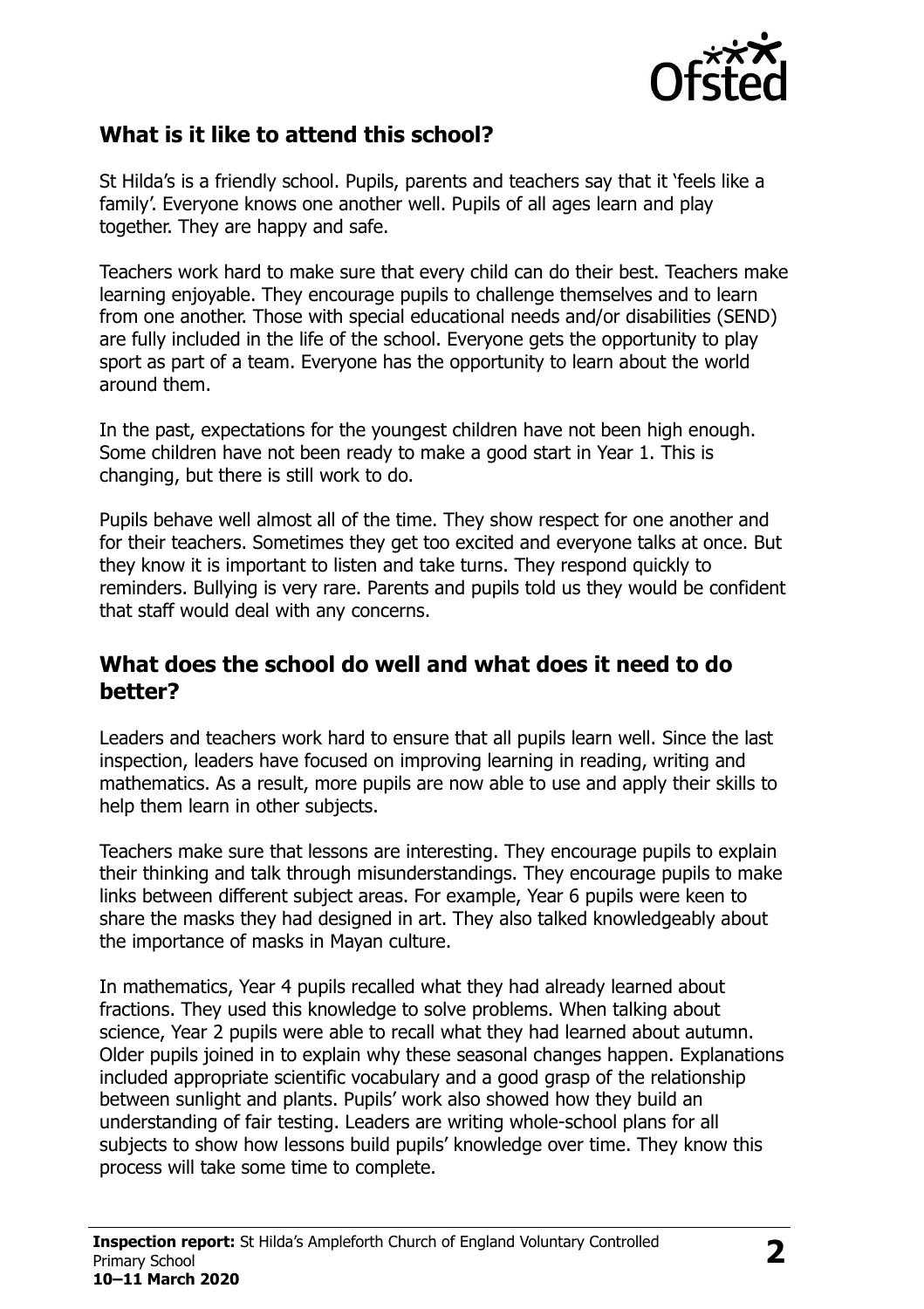## What is it like to attend this school?

St Hilda's is a friendly school. Pupils, parents and teachers say that it 'feels like a family'. Everyone knows one another well. Pupils of all ages learn and play together. They are happy and safe.

Teachers work hard to make sure that every child can do their best. Teachers make learning enjoyable. They encourage pupils to challenge themselves and to learn from one another. Those with special educational needs and/or disabilities (SEND) are fully included in the life of the school. Everyone gets the opportunity to play sport as part of a team. Everyone has the opportunity to learn about the world around them.

In the past, expectations for the youngest children have not been high enough. Some children have not been ready to make a good start in Year 1. This is changing, but there is still work to do.

Pupils behave well almost all of the time. They show respect for one another and for their teachers. Sometimes they get too excited and everyone talks at once. But they know it is important to listen and take turns. They respond quickly to reminders. Bullying is very rare. Parents and pupils told us they would be confident that staff would deal with any concerns.

## What does the school do well and what does it need to do better?

Leaders and teachers work hard to ensure that all pupils learn well. Since the last inspection, leaders have focused on improving learning in reading, writing and mathematics. As a result, more pupils are now able to use and apply their skills to help them learn in other subjects.

Teachers make sure that lessons are interesting. They encourage pupils to explain their thinking and talk through misunderstandings. They encourage pupils to make links between different subject areas. For example, Year 6 pupils were keen to share the masks they had designed in art. They also talked knowledgeably about the importance of masks in Mayan culture.

In mathematics, Year 4 pupils recalled what they had already learned about fractions. They used this knowledge to solve problems. When talking about science, Year 2 pupils were able to recall what they had learned about autumn. Older pupils joined in to explain why these seasonal changes happen. Explanations included appropriate scientific vocabulary and a good grasp of the relationship between sunlight and plants. Pupils' work also showed how they build an understanding of fair testing. Leaders are writing whole-school plans for all subjects to show how lessons build pupils' knowledge over time. They know this process will take some time to complete.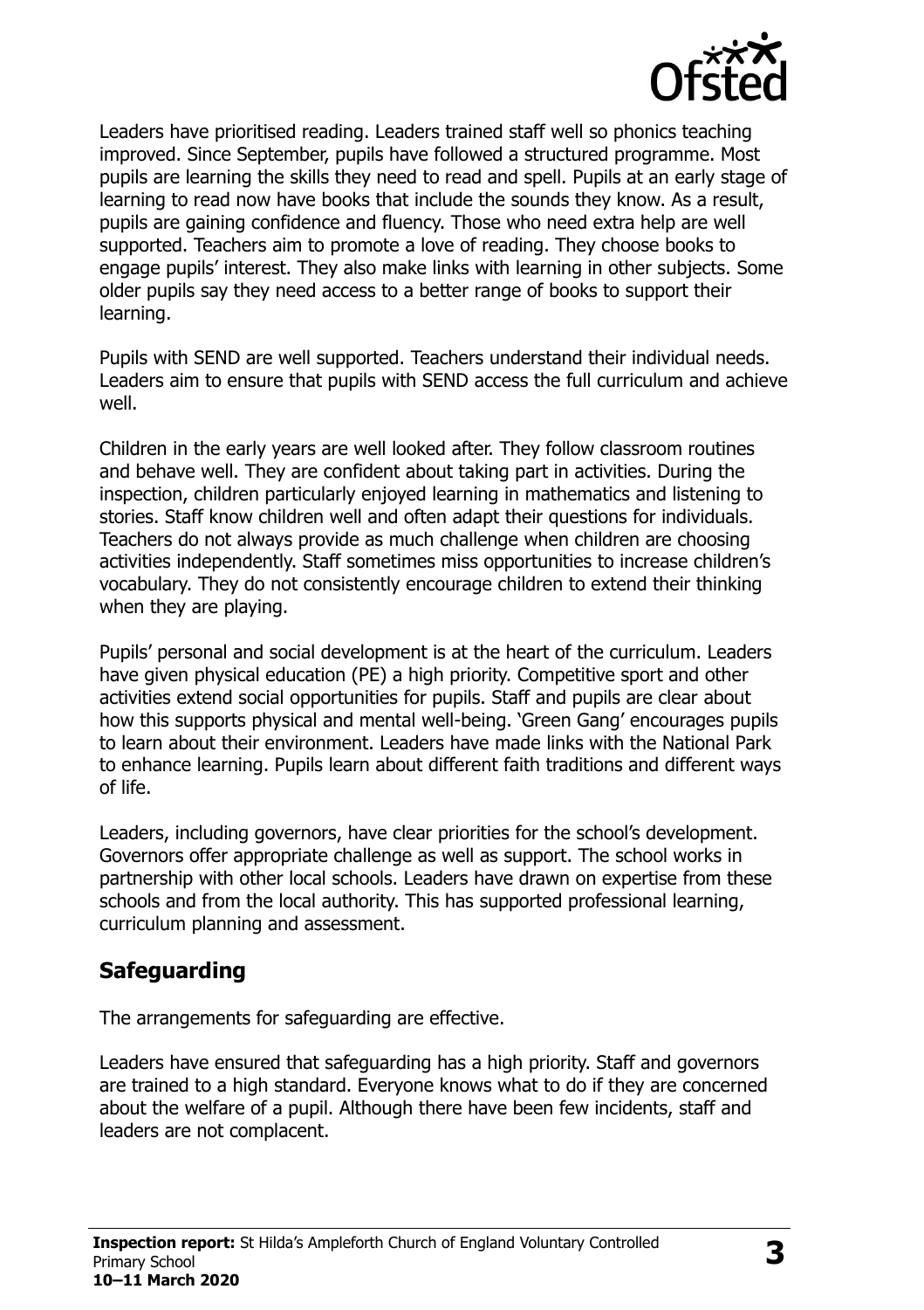Leaders have prioritised reading. Leaders trained staff well so phonics teaching improved. Since September, pupils have followed a structured programme. Most pupils are learning the skills they need to read and spell. Pupils at an early stage of learning to read now have books that include the sounds they know. As a result, pupils are gaining confidence and fluency. Those who need extra help are well supported. Teachers aim to promote a love of reading. They choose books to engage pupils' interest. They also make links with learning in other subjects. Some older pupils say they need access to a better range of books to support their learning.

Pupils with SEND are well supported. Teachers understand their individual needs. Leaders aim to ensure that pupils with SEND access the full curriculum and achieve well.

Children in the early years are well looked after. They follow classroom routines and behave well. They are confident about taking part in activities. During the inspection, children particularly enjoyed learning in mathematics and listening to stories. Staff know children well and often adapt their questions for individuals. Teachers do not always provide as much challenge when children are choosing activities independently. Staff sometimes miss opportunities to increase children's vocabulary. They do not consistently encourage children to extend their thinking when they are playing.

Pupils' personal and social development is at the heart of the curriculum. Leaders have given physical education (PE) a high priority. Competitive sport and other activities extend social opportunities for pupils. Staff and pupils are clear about how this supports physical and mental well-being. 'Green Gang' encourages pupils to learn about their environment. Leaders have made links with the National Park to enhance learning. Pupils learn about different faith traditions and different ways of life.

Leaders, including governors, have clear priorities for the school's development. Governors offer appropriate challenge as well as support. The school works in partnership with other local schools. Leaders have drawn on expertise from these schools and from the local authority. This has supported professional learning, curriculum planning and assessment.

## Safeguarding

The arrangements for safeguarding are effective.

Leaders have ensured that safeguarding has a high priority. Staff and governors are trained to a high standard. Everyone knows what to do if they are concerned about the welfare of a pupil. Although there have been few incidents, staff and leaders are not complacent.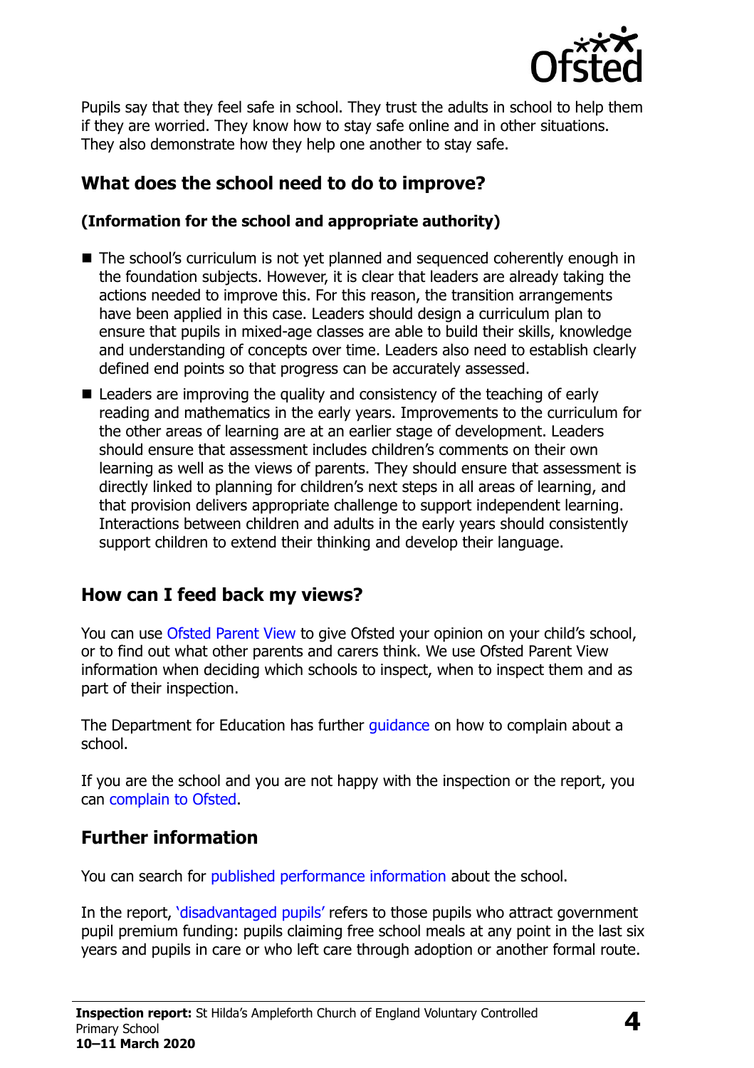Pupils say that they feel safe in school. They trust the adults in school to help them if they are worried. They know how to stay safe online and in other situations. They also demonstrate how they help one another to stay safe.

## What does the school need to do to improve?

**(Information for the school and appropriate authority)**

- The school's curriculum is not yet planned and sequenced coherently enough in the foundation subjects. However, it is clear that leaders are already taking the actions needed to improve this. For this reason, the transition arrangements have been applied in this case. Leaders should design a curriculum plan to ensure that pupils in mixed-age classes are able to build their skills, knowledge and understanding of concepts over time. Leaders also need to establish clearly defined end points so that progress can be accurately assessed.
- Leaders are improving the quality and consistency of the teaching of early reading and mathematics in the early years. Improvements to the curriculum for the other areas of learning are at an earlier stage of development. Leaders should ensure that assessment includes children's comments on their own learning as well as the views of parents. They should ensure that assessment is directly linked to planning for children's next steps in all areas of learning, and that provision delivers appropriate challenge to support independent learning. Interactions between children and adults in the early years should consistently support children to extend their thinking and develop their language.

## How can I feed back my views?

You can use Ofsted Parent View to give Ofsted your opinion on your child's school, or to find out what other parents and carers think. We use Ofsted Parent View information when deciding which schools to inspect, when to inspect them and as part of their inspection.

The Department for Education has further guidance on how to complain about a school.

If you are the school and you are not happy with the inspection or the report, you can complain to Ofsted.

## Further information

You can search for published performance information about the school.

In the report, 'disadvantaged pupils' refers to those pupils who attract government pupil premium funding: pupils claiming free school meals at any point in the last six years and pupils in care or who left care through adoption or another formal route.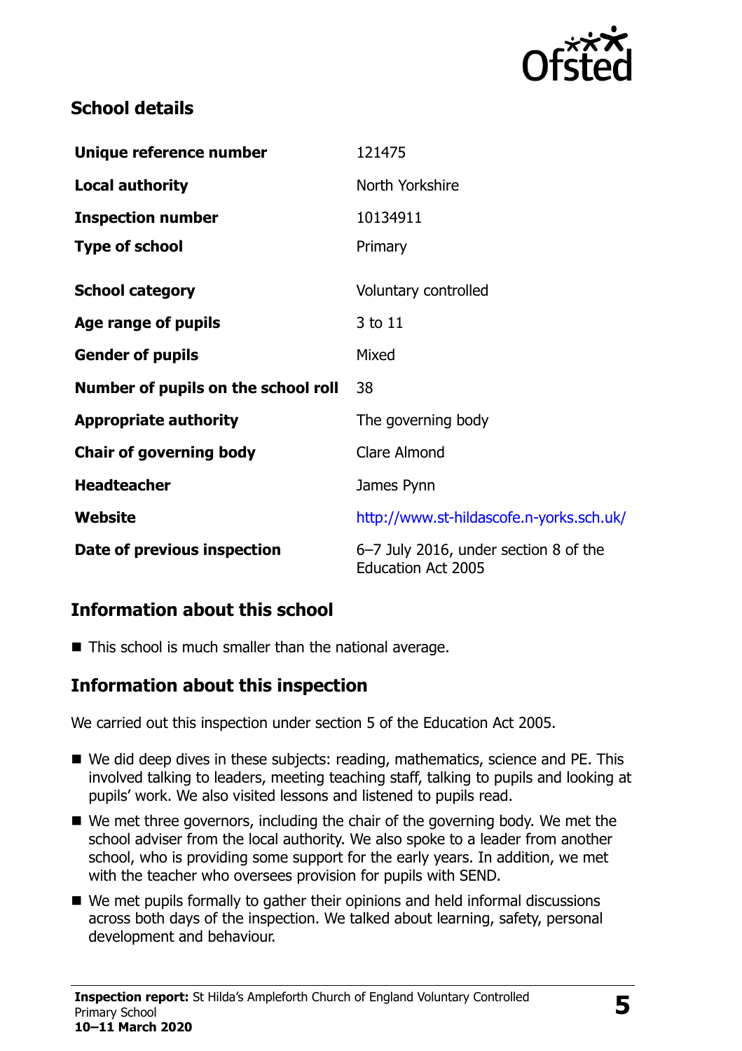## School details

| | |
|---|---|
| **Unique reference number** | 121475 |
| **Local authority** | North Yorkshire |
| **Inspection number** | 10134911 |
| **Type of school** | Primary |
| **School category** | Voluntary controlled |
| **Age range of pupils** | 3 to 11 |
| **Gender of pupils** | Mixed |
| **Number of pupils on the school roll** | 38 |
| **Appropriate authority** | The governing body |
| **Chair of governing body** | Clare Almond |
| **Headteacher** | James Pynn |
| **Website** | http://www.st-hildascofe.n-yorks.sch.uk/ |
| **Date of previous inspection** | 6–7 July 2016, under section 8 of the Education Act 2005 |

## Information about this school

- This school is much smaller than the national average.

## Information about this inspection

We carried out this inspection under section 5 of the Education Act 2005.

- We did deep dives in these subjects: reading, mathematics, science and PE. This involved talking to leaders, meeting teaching staff, talking to pupils and looking at pupils' work. We also visited lessons and listened to pupils read.
- We met three governors, including the chair of the governing body. We met the school adviser from the local authority. We also spoke to a leader from another school, who is providing some support for the early years. In addition, we met with the teacher who oversees provision for pupils with SEND.
- We met pupils formally to gather their opinions and held informal discussions across both days of the inspection. We talked about learning, safety, personal development and behaviour.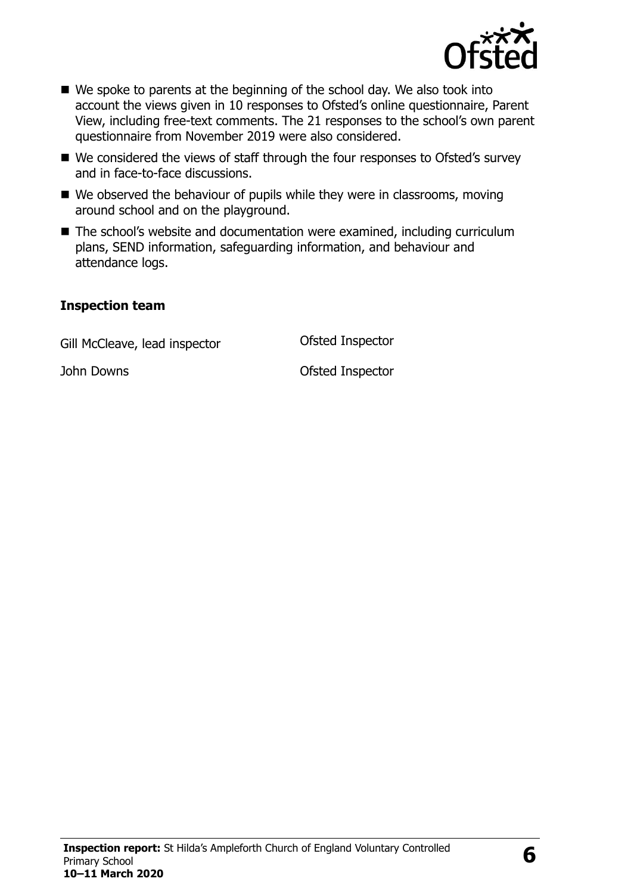- We spoke to parents at the beginning of the school day. We also took into account the views given in 10 responses to Ofsted's online questionnaire, Parent View, including free-text comments. The 21 responses to the school's own parent questionnaire from November 2019 were also considered.
- We considered the views of staff through the four responses to Ofsted's survey and in face-to-face discussions.
- We observed the behaviour of pupils while they were in classrooms, moving around school and on the playground.
- The school's website and documentation were examined, including curriculum plans, SEND information, safeguarding information, and behaviour and attendance logs.

### Inspection team

| | |
|---|---|
| Gill McCleave, lead inspector | Ofsted Inspector |
| John Downs | Ofsted Inspector |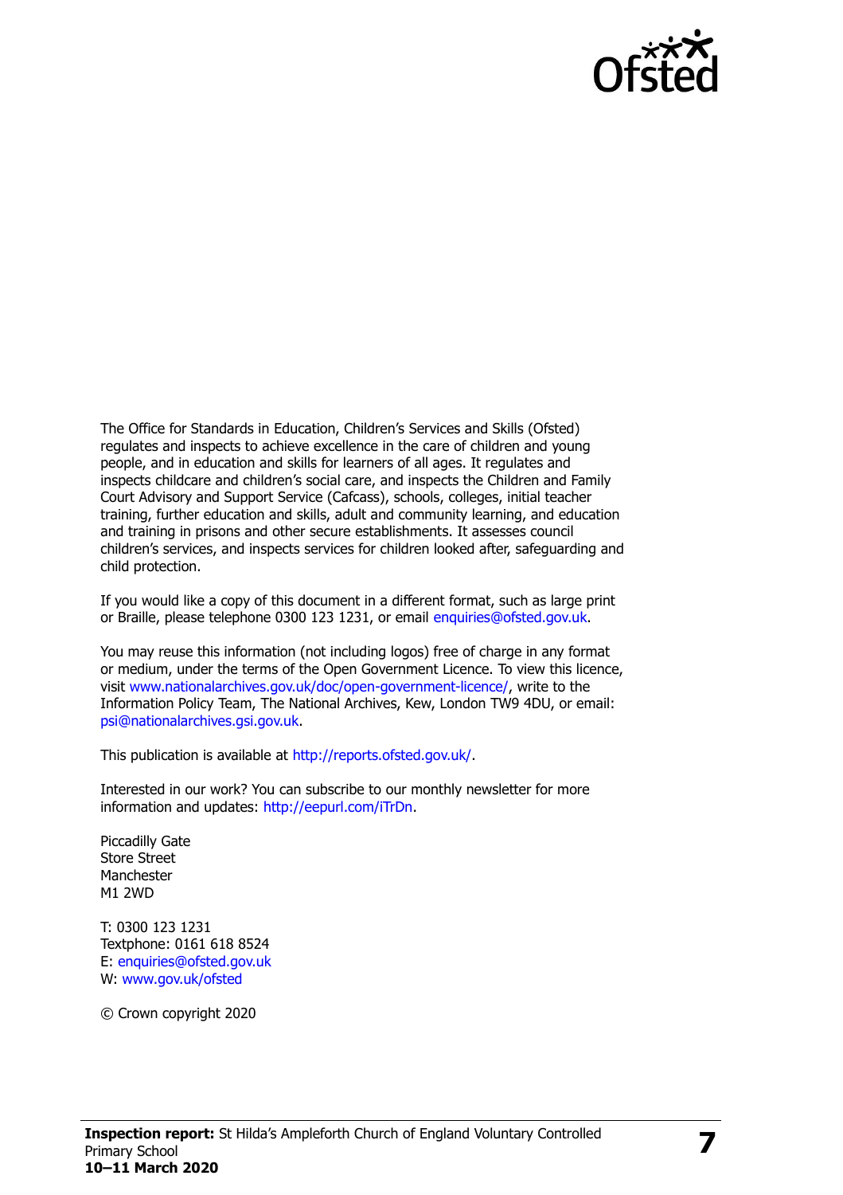The Office for Standards in Education, Children's Services and Skills (Ofsted) regulates and inspects to achieve excellence in the care of children and young people, and in education and skills for learners of all ages. It regulates and inspects childcare and children's social care, and inspects the Children and Family Court Advisory and Support Service (Cafcass), schools, colleges, initial teacher training, further education and skills, adult and community learning, and education and training in prisons and other secure establishments. It assesses council children's services, and inspects services for children looked after, safeguarding and child protection.

If you would like a copy of this document in a different format, such as large print or Braille, please telephone 0300 123 1231, or email enquiries@ofsted.gov.uk.

You may reuse this information (not including logos) free of charge in any format or medium, under the terms of the Open Government Licence. To view this licence, visit www.nationalarchives.gov.uk/doc/open-government-licence/, write to the Information Policy Team, The National Archives, Kew, London TW9 4DU, or email: psi@nationalarchives.gsi.gov.uk.

This publication is available at http://reports.ofsted.gov.uk/.

Interested in our work? You can subscribe to our monthly newsletter for more information and updates: http://eepurl.com/iTrDn.

Piccadilly Gate
Store Street
Manchester
M1 2WD

T: 0300 123 1231
Textphone: 0161 618 8524
E: enquiries@ofsted.gov.uk
W: www.gov.uk/ofsted

© Crown copyright 2020